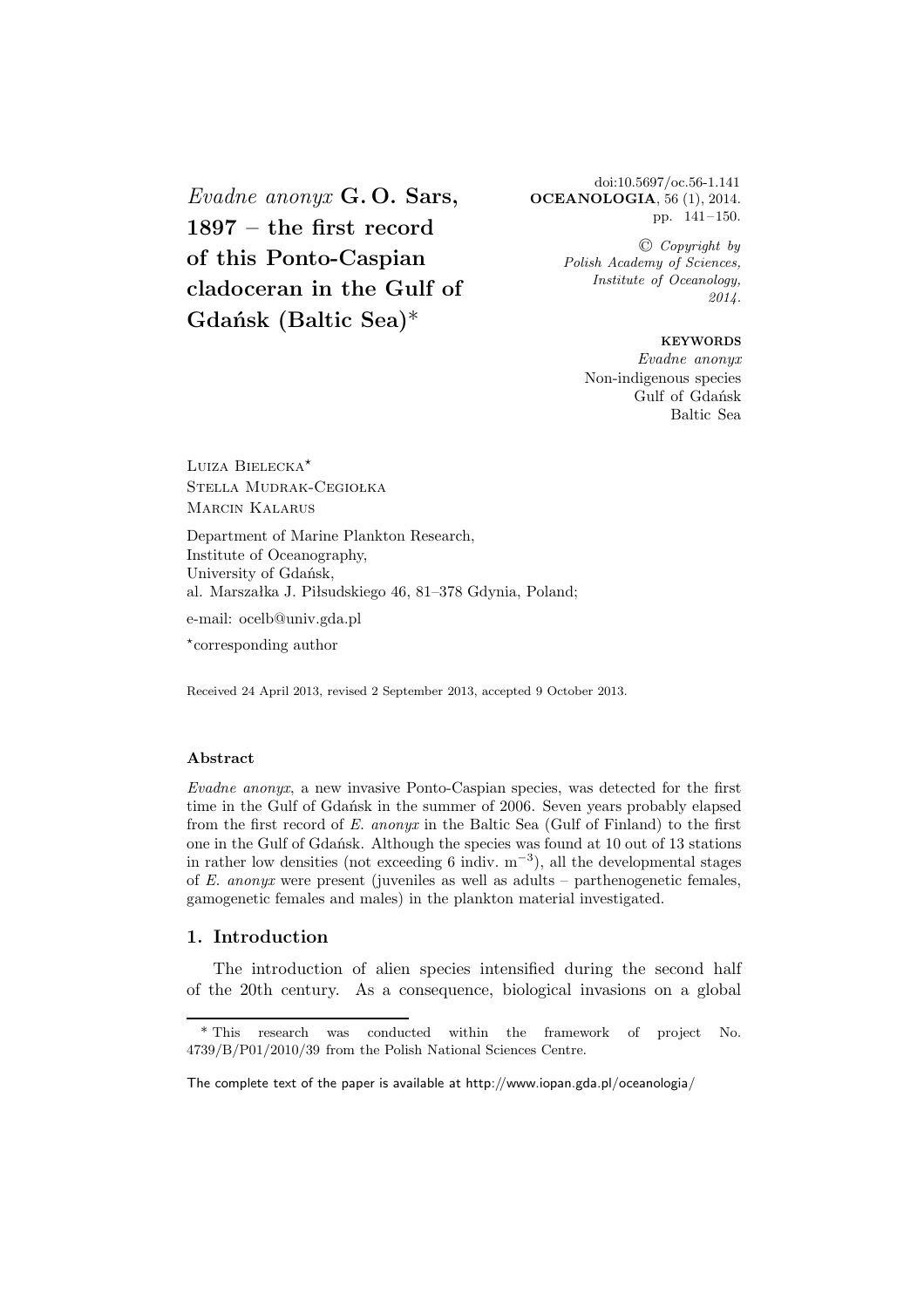# *Evadne anonyx* G. O. Sars, 1897 – the first record of this Ponto-Caspian cladoceran in the Gulf of Gdańsk (Baltic Sea)*

doi:10.5697/oc.56-1.141
**OCEANOLOGIA**, 56 (1), 2014.
pp. 141 – 150.

© *Copyright by Polish Academy of Sciences, Institute of Oceanology, 2014.*

**KEYWORDS**
*Evadne anonyx*
Non-indigenous species
Gulf of Gdańsk
Baltic Sea

Luiza Bielecka*
Stella Mudrak-Cegiołka
Marcin Kalarus

Department of Marine Plankton Research,
Institute of Oceanography,
University of Gdańsk,
al. Marszałka J. Piłsudskiego 46, 81–378 Gdynia, Poland;

e-mail: ocelb@univ.gda.pl

*corresponding author

Received 24 April 2013, revised 2 September 2013, accepted 9 October 2013.

### Abstract

*Evadne anonyx*, a new invasive Ponto-Caspian species, was detected for the first time in the Gulf of Gdańsk in the summer of 2006. Seven years probably elapsed from the first record of *E. anonyx* in the Baltic Sea (Gulf of Finland) to the first one in the Gulf of Gdańsk. Although the species was found at 10 out of 13 stations in rather low densities (not exceeding 6 indiv. $m^{-3}$), all the developmental stages of *E. anonyx* were present (juveniles as well as adults – parthenogenetic females, gamogenetic females and males) in the plankton material investigated.

## 1. Introduction

The introduction of alien species intensified during the second half of the 20th century. As a consequence, biological invasions on a global

\* This research was conducted within the framework of project No. 4739/B/P01/2010/39 from the Polish National Sciences Centre.

The complete text of the paper is available at http://www.iopan.gda.pl/oceanologia/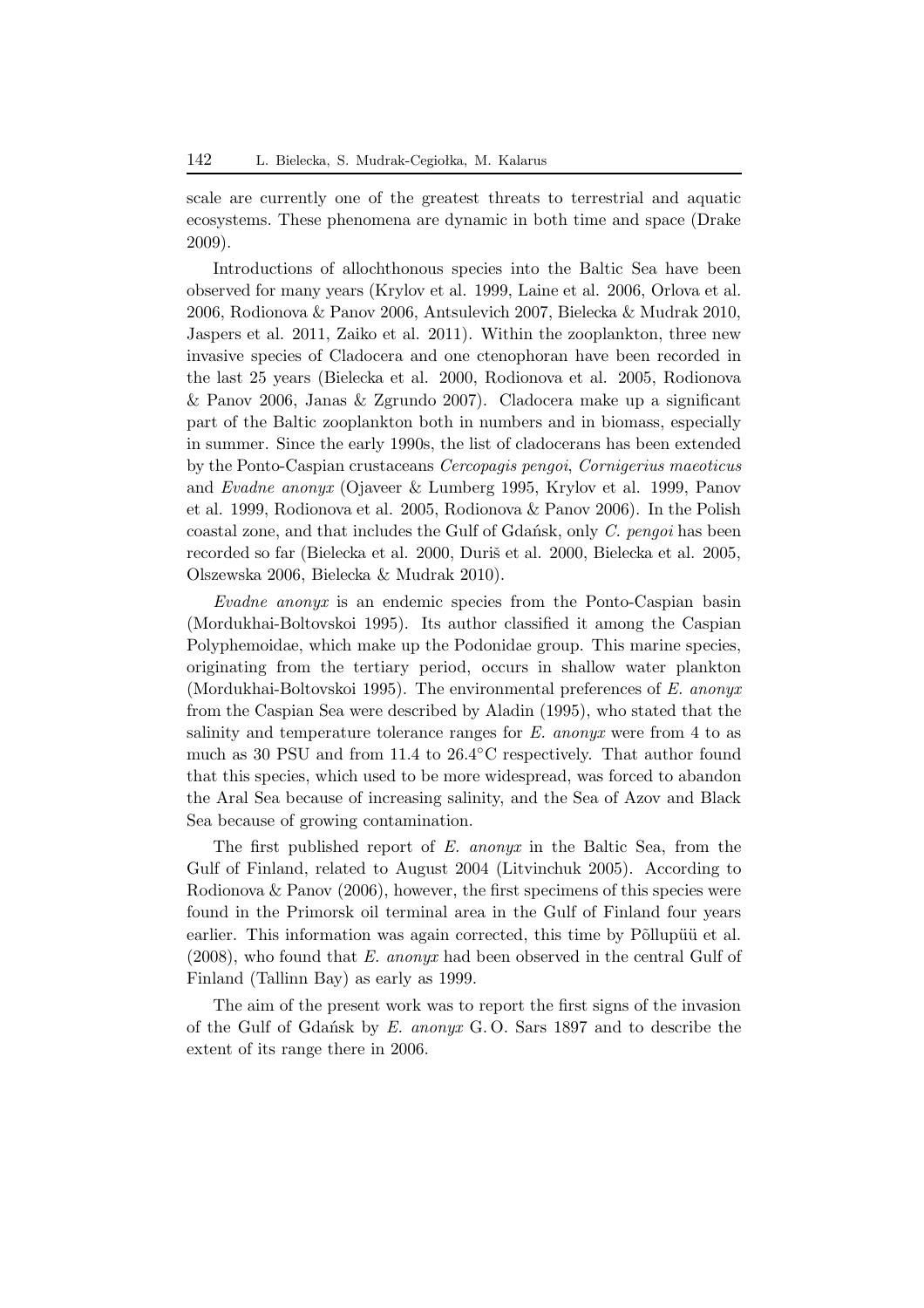scale are currently one of the greatest threats to terrestrial and aquatic ecosystems. These phenomena are dynamic in both time and space (Drake 2009).

Introductions of allochthonous species into the Baltic Sea have been observed for many years (Krylov et al. 1999, Laine et al. 2006, Orlova et al. 2006, Rodionova & Panov 2006, Antsulevich 2007, Bielecka & Mudrak 2010, Jaspers et al. 2011, Zaiko et al. 2011). Within the zooplankton, three new invasive species of Cladocera and one ctenophoran have been recorded in the last 25 years (Bielecka et al. 2000, Rodionova et al. 2005, Rodionova & Panov 2006, Janas & Zgrundo 2007). Cladocera make up a significant part of the Baltic zooplankton both in numbers and in biomass, especially in summer. Since the early 1990s, the list of cladocerans has been extended by the Ponto-Caspian crustaceans *Cercopagis pengoi*, *Cornigerius maeoticus* and *Evadne anonyx* (Ojaveer & Lumberg 1995, Krylov et al. 1999, Panov et al. 1999, Rodionova et al. 2005, Rodionova & Panov 2006). In the Polish coastal zone, and that includes the Gulf of Gdańsk, only *C. pengoi* has been recorded so far (Bielecka et al. 2000, Duriš et al. 2000, Bielecka et al. 2005, Olszewska 2006, Bielecka & Mudrak 2010).

*Evadne anonyx* is an endemic species from the Ponto-Caspian basin (Mordukhai-Boltovskoi 1995). Its author classified it among the Caspian Polyphemoidae, which make up the Podonidae group. This marine species, originating from the tertiary period, occurs in shallow water plankton (Mordukhai-Boltovskoi 1995). The environmental preferences of *E. anonyx* from the Caspian Sea were described by Aladin (1995), who stated that the salinity and temperature tolerance ranges for *E. anonyx* were from 4 to as much as 30 PSU and from 11.4 to 26.4°C respectively. That author found that this species, which used to be more widespread, was forced to abandon the Aral Sea because of increasing salinity, and the Sea of Azov and Black Sea because of growing contamination.

The first published report of *E. anonyx* in the Baltic Sea, from the Gulf of Finland, related to August 2004 (Litvinchuk 2005). According to Rodionova & Panov (2006), however, the first specimens of this species were found in the Primorsk oil terminal area in the Gulf of Finland four years earlier. This information was again corrected, this time by Põllupüü et al. (2008), who found that *E. anonyx* had been observed in the central Gulf of Finland (Tallinn Bay) as early as 1999.

The aim of the present work was to report the first signs of the invasion of the Gulf of Gdańsk by *E. anonyx* G. O. Sars 1897 and to describe the extent of its range there in 2006.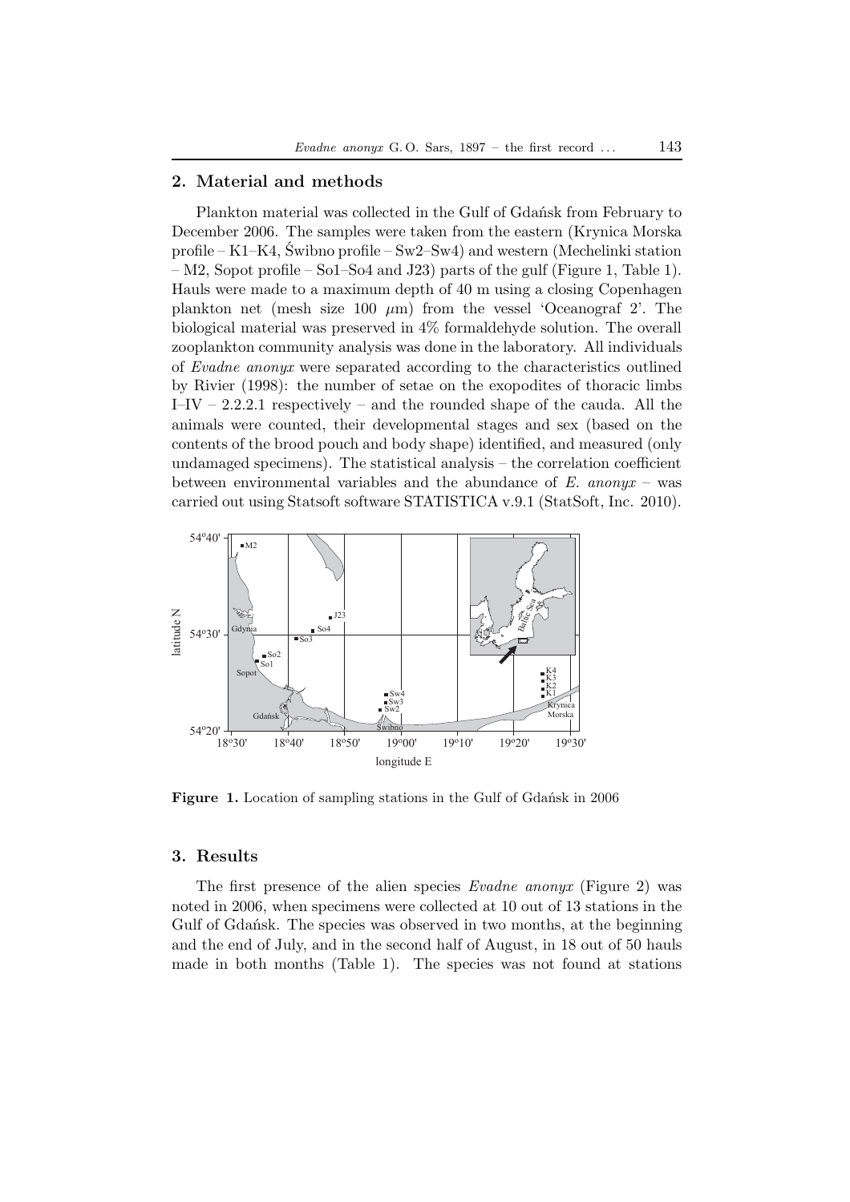## 2. Material and methods

Plankton material was collected in the Gulf of Gdańsk from February to December 2006. The samples were taken from the eastern (Krynica Morska profile – K1–K4, Świbno profile – Sw2–Sw4) and western (Mechelinki station – M2, Sopot profile – So1–So4 and J23) parts of the gulf (Figure 1, Table 1). Hauls were made to a maximum depth of 40 m using a closing Copenhagen plankton net (mesh size 100 $\mu$m) from the vessel 'Oceanograf 2'. The biological material was preserved in 4% formaldehyde solution. The overall zooplankton community analysis was done in the laboratory. All individuals of *Evadne anonyx* were separated according to the characteristics outlined by Rivier (1998): the number of setae on the exopodites of thoracic limbs I–IV – 2.2.2.1 respectively – and the rounded shape of the cauda. All the animals were counted, their developmental stages and sex (based on the contents of the brood pouch and body shape) identified, and measured (only undamaged specimens). The statistical analysis – the correlation coefficient between environmental variables and the abundance of *E. anonyx* – was carried out using Statsoft software STATISTICA v.9.1 (StatSoft, Inc. 2010).

**Figure 1.** Location of sampling stations in the Gulf of Gdańsk in 2006

## 3. Results

The first presence of the alien species *Evadne anonyx* (Figure 2) was noted in 2006, when specimens were collected at 10 out of 13 stations in the Gulf of Gdańsk. The species was observed in two months, at the beginning and the end of July, and in the second half of August, in 18 out of 50 hauls made in both months (Table 1). The species was not found at stations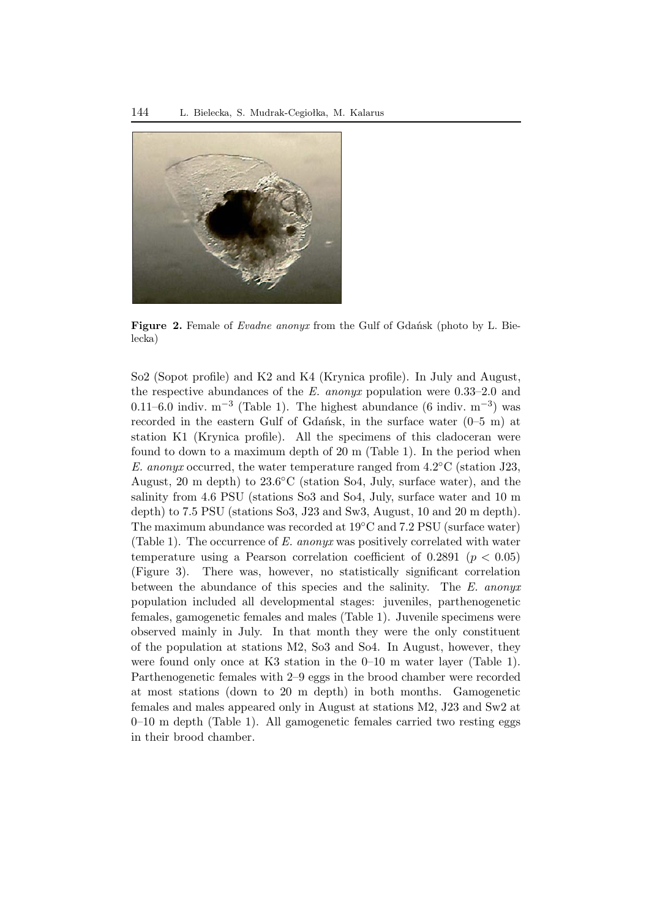**Figure 2.** Female of *Evadne anonyx* from the Gulf of Gdańsk (photo by L. Bielecka)

So2 (Sopot profile) and K2 and K4 (Krynica profile). In July and August, the respective abundances of the *E. anonyx* population were 0.33–2.0 and 0.11–6.0 indiv. $m^{-3}$ (Table 1). The highest abundance (6 indiv. $m^{-3}$) was recorded in the eastern Gulf of Gdańsk, in the surface water (0–5 m) at station K1 (Krynica profile). All the specimens of this cladoceran were found to down to a maximum depth of 20 m (Table 1). In the period when *E. anonyx* occurred, the water temperature ranged from 4.2°C (station J23, August, 20 m depth) to 23.6°C (station So4, July, surface water), and the salinity from 4.6 PSU (stations So3 and So4, July, surface water and 10 m depth) to 7.5 PSU (stations So3, J23 and Sw3, August, 10 and 20 m depth). The maximum abundance was recorded at 19°C and 7.2 PSU (surface water) (Table 1). The occurrence of *E. anonyx* was positively correlated with water temperature using a Pearson correlation coefficient of 0.2891 ($p < 0.05$) (Figure 3). There was, however, no statistically significant correlation between the abundance of this species and the salinity. The *E. anonyx* population included all developmental stages: juveniles, parthenogenetic females, gamogenetic females and males (Table 1). Juvenile specimens were observed mainly in July. In that month they were the only constituent of the population at stations M2, So3 and So4. In August, however, they were found only once at K3 station in the 0–10 m water layer (Table 1). Parthenogenetic females with 2–9 eggs in the brood chamber were recorded at most stations (down to 20 m depth) in both months. Gamogenetic females and males appeared only in August at stations M2, J23 and Sw2 at 0–10 m depth (Table 1). All gamogenetic females carried two resting eggs in their brood chamber.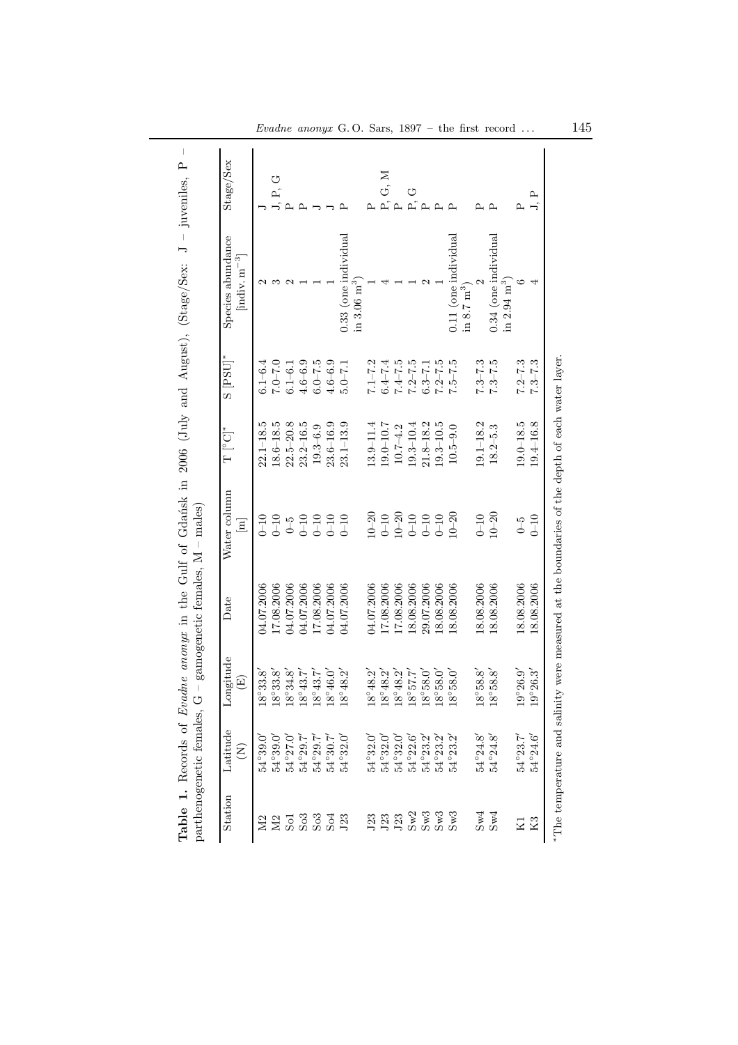**Table 1.** Records of *Evadne anonyx* in the Gulf of Gdańsk in 2006 (July and August), (Stage/Sex: J – juveniles, P – parthenogenetic females, G – gamogenetic females, M – males)

| Station | Latitude (N) | Longitude (E) | Date | Water column [m] | T [°C]* | S [PSU]* | Species abundance [indiv. m$^{-3}$] | Stage/Sex |
|---|---|---|---|---|---|---|---|---|
| M2 | 54°39.0′ | 18°33.8′ | 04.07.2006 | 0–10 | 22.1–18.5 | 6.1–6.4 | 2 | J |
| M2 | 54°39.0′ | 18°33.8′ | 17.08.2006 | 0–10 | 18.6–18.5 | 7.0–7.0 | 3 | J, P, G |
| So1 | 54°27.0′ | 18°34.8′ | 04.07.2006 | 0–5 | 22.5–20.8 | 6.1–6.1 | 2 | P |
| So3 | 54°29.7′ | 18°43.7′ | 04.07.2006 | 0–10 | 23.2–16.5 | 4.6–6.9 | 1 | P |
| So3 | 54°29.7′ | 18°43.7′ | 17.08.2006 | 0–10 | 19.3–6.9 | 6.0–7.5 | 1 | J |
| So4 | 54°30.7′ | 18°46.0′ | 04.07.2006 | 0–10 | 23.6–16.9 | 4.6–6.9 | 1 | J |
| J23 | 54°32.0′ | 18°48.2′ | 04.07.2006 | 0–10 | 23.1–13.9 | 5.0–7.1 | 0.33 (one individual in 3.06 m$^3$) | P |
| J23 | 54°32.0′ | 18°48.2′ | 04.07.2006 | 10–20 | 13.9–11.4 | 7.1–7.2 | 1 | P |
| J23 | 54°32.0′ | 18°48.2′ | 17.08.2006 | 0–10 | 19.0–10.7 | 6.4–7.4 | 4 | P, G, M |
| J23 | 54°32.0′ | 18°48.2′ | 17.08.2006 | 10–20 | 10.7–4.2 | 7.4–7.5 | 1 | P |
| Sw2 | 54°22.6′ | 18°57.7′ | 18.08.2006 | 0–10 | 19.3–10.4 | 7.2–7.5 | 1 | P, G |
| Sw3 | 54°23.2′ | 18°58.0′ | 29.07.2006 | 0–10 | 21.8–18.2 | 6.3–7.1 | 2 | P |
| Sw3 | 54°23.2′ | 18°58.0′ | 18.08.2006 | 0–10 | 19.3–10.5 | 7.2–7.5 | 1 | P |
| Sw3 | 54°23.2′ | 18°58.0′ | 18.08.2006 | 10–20 | 10.5–9.0 | 7.5–7.5 | 0.11 (one individual in 8.7 m$^3$) | P |
| Sw4 | 54°24.8′ | 18°58.8′ | 18.08.2006 | 0–10 | 19.1–18.2 | 7.3–7.3 | 2 | P |
| Sw4 | 54°24.8′ | 18°58.8′ | 18.08.2006 | 10–20 | 18.2–5.3 | 7.3–7.5 | 0.34 (one individual in 2.94 m$^3$) | P |
| K1 | 54°23.7′ | 19°26.9′ | 18.08.2006 | 0–5 | 19.0–18.5 | 7.2–7.3 | 6 | P |
| K3 | 54°24.6′ | 19°26.3′ | 18.08.2006 | 0–10 | 19.4–16.8 | 7.3–7.3 | 4 | J, P |

*The temperature and salinity were measured at the boundaries of the depth of each water layer.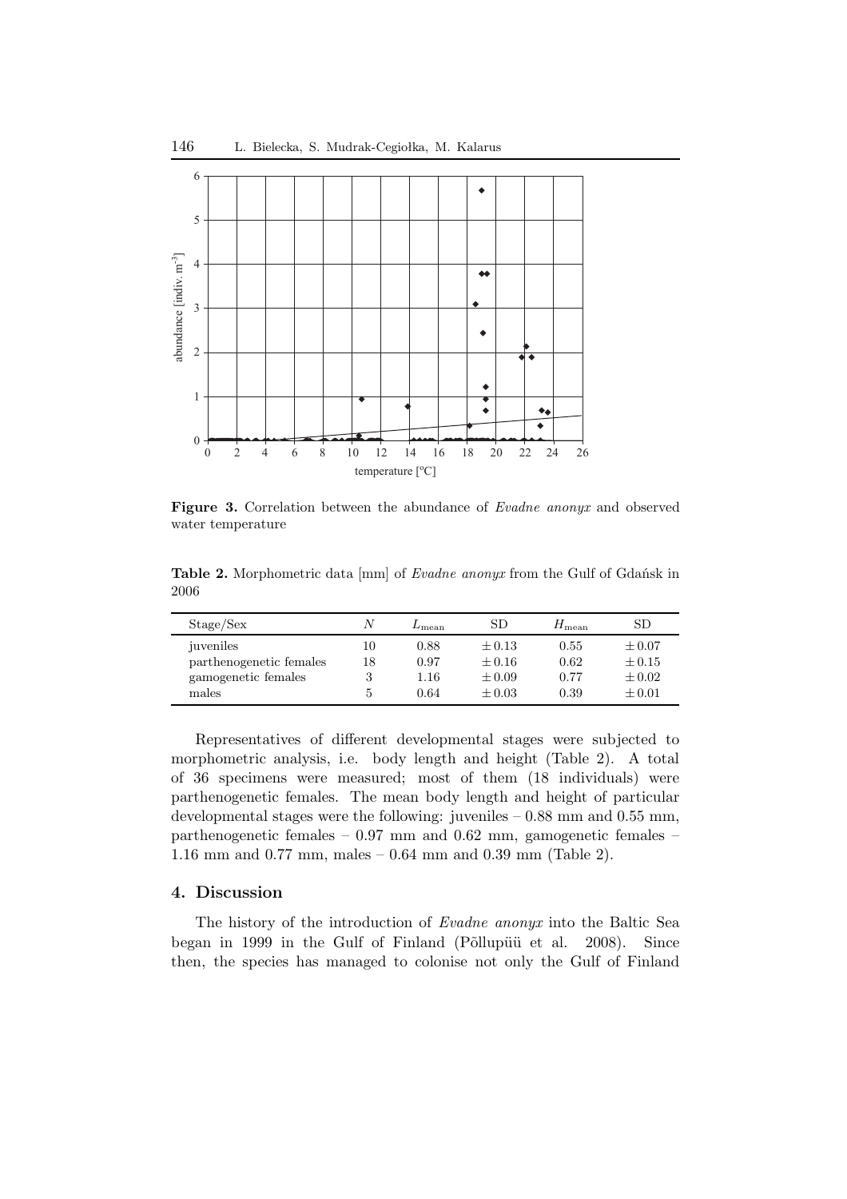**Figure 3.** Correlation between the abundance of *Evadne anonyx* and observed water temperature

**Table 2.** Morphometric data [mm] of *Evadne anonyx* from the Gulf of Gdańsk in 2006

| Stage/Sex | $N$ | $L_{\mathrm{mean}}$ | SD | $H_{\mathrm{mean}}$ | SD |
|---|---|---|---|---|---|
| juveniles | 10 | 0.88 | ± 0.13 | 0.55 | ± 0.07 |
| parthenogenetic females | 18 | 0.97 | ± 0.16 | 0.62 | ± 0.15 |
| gamogenetic females | 3 | 1.16 | ± 0.09 | 0.77 | ± 0.02 |
| males | 5 | 0.64 | ± 0.03 | 0.39 | ± 0.01 |

Representatives of different developmental stages were subjected to morphometric analysis, i.e. body length and height (Table 2). A total of 36 specimens were measured; most of them (18 individuals) were parthenogenetic females. The mean body length and height of particular developmental stages were the following: juveniles – 0.88 mm and 0.55 mm, parthenogenetic females – 0.97 mm and 0.62 mm, gamogenetic females – 1.16 mm and 0.77 mm, males – 0.64 mm and 0.39 mm (Table 2).

## 4. Discussion

The history of the introduction of *Evadne anonyx* into the Baltic Sea began in 1999 in the Gulf of Finland (Põllupüü et al. 2008). Since then, the species has managed to colonise not only the Gulf of Finland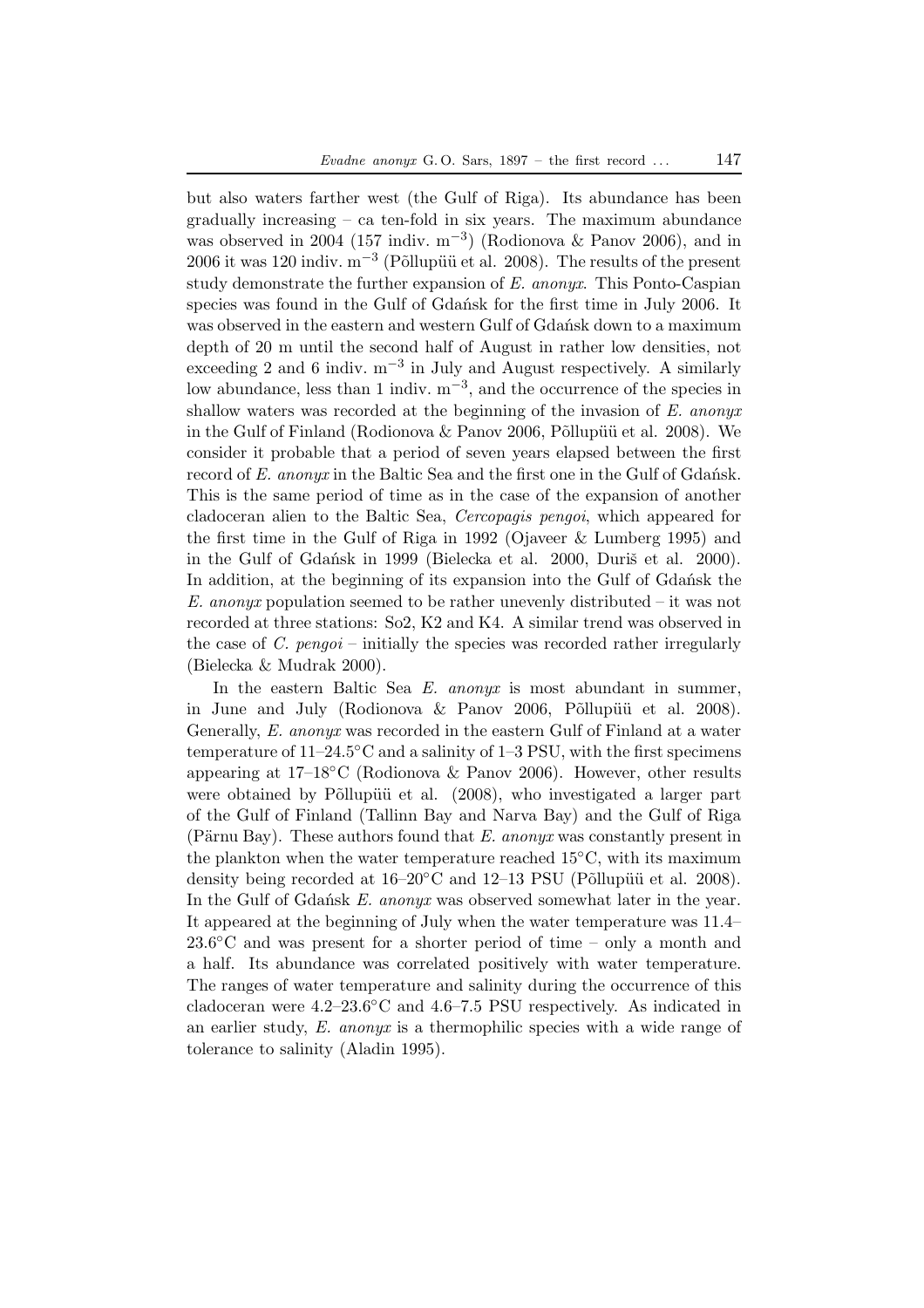but also waters farther west (the Gulf of Riga). Its abundance has been gradually increasing – ca ten-fold in six years. The maximum abundance was observed in 2004 (157 indiv. $m^{-3}$) (Rodionova & Panov 2006), and in 2006 it was 120 indiv. $m^{-3}$ (Põllupüü et al. 2008). The results of the present study demonstrate the further expansion of *E. anonyx*. This Ponto-Caspian species was found in the Gulf of Gdańsk for the first time in July 2006. It was observed in the eastern and western Gulf of Gdańsk down to a maximum depth of 20 m until the second half of August in rather low densities, not exceeding 2 and 6 indiv. $m^{-3}$ in July and August respectively. A similarly low abundance, less than 1 indiv. $m^{-3}$, and the occurrence of the species in shallow waters was recorded at the beginning of the invasion of *E. anonyx* in the Gulf of Finland (Rodionova & Panov 2006, Põllupüü et al. 2008). We consider it probable that a period of seven years elapsed between the first record of *E. anonyx* in the Baltic Sea and the first one in the Gulf of Gdańsk. This is the same period of time as in the case of the expansion of another cladoceran alien to the Baltic Sea, *Cercopagis pengoi*, which appeared for the first time in the Gulf of Riga in 1992 (Ojaveer & Lumberg 1995) and in the Gulf of Gdańsk in 1999 (Bielecka et al. 2000, Duriš et al. 2000). In addition, at the beginning of its expansion into the Gulf of Gdańsk the *E. anonyx* population seemed to be rather unevenly distributed – it was not recorded at three stations: So2, K2 and K4. A similar trend was observed in the case of *C. pengoi* – initially the species was recorded rather irregularly (Bielecka & Mudrak 2000).

In the eastern Baltic Sea *E. anonyx* is most abundant in summer, in June and July (Rodionova & Panov 2006, Põllupüü et al. 2008). Generally, *E. anonyx* was recorded in the eastern Gulf of Finland at a water temperature of 11–24.5°C and a salinity of 1–3 PSU, with the first specimens appearing at 17–18°C (Rodionova & Panov 2006). However, other results were obtained by Põllupüü et al. (2008), who investigated a larger part of the Gulf of Finland (Tallinn Bay and Narva Bay) and the Gulf of Riga (Pärnu Bay). These authors found that *E. anonyx* was constantly present in the plankton when the water temperature reached 15°C, with its maximum density being recorded at 16–20°C and 12–13 PSU (Põllupüü et al. 2008). In the Gulf of Gdańsk *E. anonyx* was observed somewhat later in the year. It appeared at the beginning of July when the water temperature was 11.4–23.6°C and was present for a shorter period of time – only a month and a half. Its abundance was correlated positively with water temperature. The ranges of water temperature and salinity during the occurrence of this cladoceran were 4.2–23.6°C and 4.6–7.5 PSU respectively. As indicated in an earlier study, *E. anonyx* is a thermophilic species with a wide range of tolerance to salinity (Aladin 1995).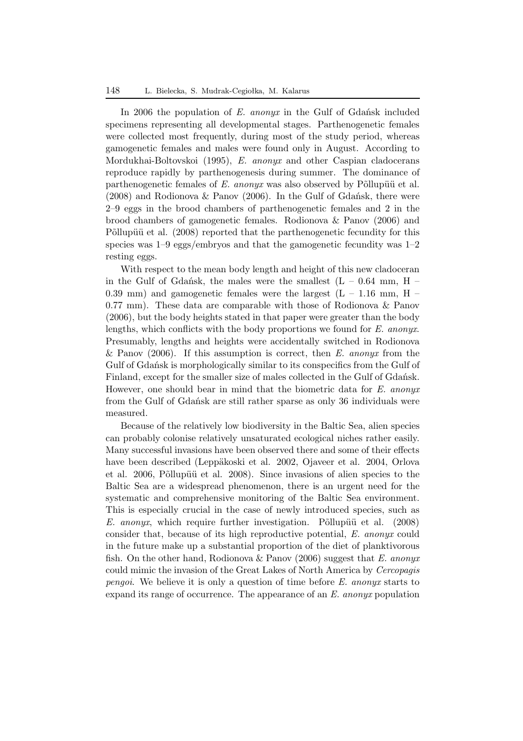In 2006 the population of *E. anonyx* in the Gulf of Gdańsk included specimens representing all developmental stages. Parthenogenetic females were collected most frequently, during most of the study period, whereas gamogenetic females and males were found only in August. According to Mordukhai-Boltovskoi (1995), *E. anonyx* and other Caspian cladocerans reproduce rapidly by parthenogenesis during summer. The dominance of parthenogenetic females of *E. anonyx* was also observed by Põllupüü et al. (2008) and Rodionova & Panov (2006). In the Gulf of Gdańsk, there were 2–9 eggs in the brood chambers of parthenogenetic females and 2 in the brood chambers of gamogenetic females. Rodionova & Panov (2006) and Põllupüü et al. (2008) reported that the parthenogenetic fecundity for this species was 1–9 eggs/embryos and that the gamogenetic fecundity was 1–2 resting eggs.

With respect to the mean body length and height of this new cladoceran in the Gulf of Gdańsk, the males were the smallest (L – 0.64 mm, H – 0.39 mm) and gamogenetic females were the largest (L – 1.16 mm, H – 0.77 mm). These data are comparable with those of Rodionova & Panov (2006), but the body heights stated in that paper were greater than the body lengths, which conflicts with the body proportions we found for *E. anonyx*. Presumably, lengths and heights were accidentally switched in Rodionova & Panov (2006). If this assumption is correct, then *E. anonyx* from the Gulf of Gdańsk is morphologically similar to its conspecifics from the Gulf of Finland, except for the smaller size of males collected in the Gulf of Gdańsk. However, one should bear in mind that the biometric data for *E. anonyx* from the Gulf of Gdańsk are still rather sparse as only 36 individuals were measured.

Because of the relatively low biodiversity in the Baltic Sea, alien species can probably colonise relatively unsaturated ecological niches rather easily. Many successful invasions have been observed there and some of their effects have been described (Leppäkoski et al. 2002, Ojaveer et al. 2004, Orlova et al. 2006, Põllupüü et al. 2008). Since invasions of alien species to the Baltic Sea are a widespread phenomenon, there is an urgent need for the systematic and comprehensive monitoring of the Baltic Sea environment. This is especially crucial in the case of newly introduced species, such as *E. anonyx*, which require further investigation. Põllupüü et al. (2008) consider that, because of its high reproductive potential, *E. anonyx* could in the future make up a substantial proportion of the diet of planktivorous fish. On the other hand, Rodionova & Panov (2006) suggest that *E. anonyx* could mimic the invasion of the Great Lakes of North America by *Cercopagis pengoi*. We believe it is only a question of time before *E. anonyx* starts to expand its range of occurrence. The appearance of an *E. anonyx* population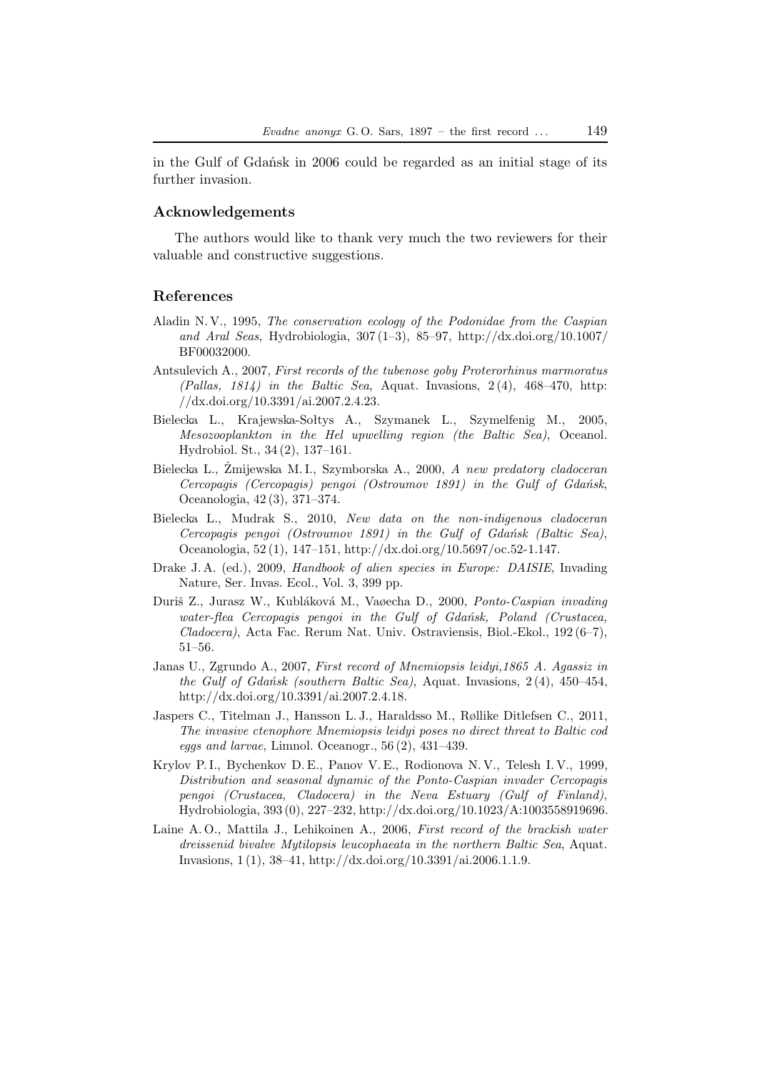in the Gulf of Gdańsk in 2006 could be regarded as an initial stage of its further invasion.

## Acknowledgements

The authors would like to thank very much the two reviewers for their valuable and constructive suggestions.

## References

Aladin N. V., 1995, *The conservation ecology of the Podonidae from the Caspian and Aral Seas*, Hydrobiologia, 307 (1–3), 85–97, http://dx.doi.org/10.1007/BF00032000.

Antsulevich A., 2007, *First records of the tubenose goby Proterorhinus marmoratus (Pallas, 1814) in the Baltic Sea*, Aquat. Invasions, 2 (4), 468–470, http://dx.doi.org/10.3391/ai.2007.2.4.23.

Bielecka L., Krajewska-Sołtys A., Szymanek L., Szymelfenig M., 2005, *Mesozooplankton in the Hel upwelling region (the Baltic Sea)*, Oceanol. Hydrobiol. St., 34 (2), 137–161.

Bielecka L., Żmijewska M. I., Szymborska A., 2000, *A new predatory cladoceran Cercopagis (Cercopagis) pengoi (Ostroumov 1891) in the Gulf of Gdańsk*, Oceanologia, 42 (3), 371–374.

Bielecka L., Mudrak S., 2010, *New data on the non-indigenous cladoceran Cercopagis pengoi (Ostroumov 1891) in the Gulf of Gdańsk (Baltic Sea)*, Oceanologia, 52 (1), 147–151, http://dx.doi.org/10.5697/oc.52-1.147.

Drake J. A. (ed.), 2009, *Handbook of alien species in Europe: DAISIE*, Invading Nature, Ser. Invas. Ecol., Vol. 3, 399 pp.

Duriš Z., Jurasz W., Kubláková M., Vaøecha D., 2000, *Ponto-Caspian invading water-flea Cercopagis pengoi in the Gulf of Gdańsk, Poland (Crustacea, Cladocera)*, Acta Fac. Rerum Nat. Univ. Ostraviensis, Biol.-Ekol., 192 (6–7), 51–56.

Janas U., Zgrundo A., 2007, *First record of Mnemiopsis leidyi,1865 A. Agassiz in the Gulf of Gdańsk (southern Baltic Sea)*, Aquat. Invasions, 2 (4), 450–454, http://dx.doi.org/10.3391/ai.2007.2.4.18.

Jaspers C., Titelman J., Hansson L. J., Haraldsso M., Røllike Ditlefsen C., 2011, *The invasive ctenophore Mnemiopsis leidyi poses no direct threat to Baltic cod eggs and larvae*, Limnol. Oceanogr., 56 (2), 431–439.

Krylov P. I., Bychenkov D. E., Panov V. E., Rodionova N. V., Telesh I. V., 1999, *Distribution and seasonal dynamic of the Ponto-Caspian invader Cercopagis pengoi (Crustacea, Cladocera) in the Neva Estuary (Gulf of Finland)*, Hydrobiologia, 393 (0), 227–232, http://dx.doi.org/10.1023/A:1003558919696.

Laine A. O., Mattila J., Lehikoinen A., 2006, *First record of the brackish water dreissenid bivalve Mytilopsis leucophaeata in the northern Baltic Sea*, Aquat. Invasions, 1 (1), 38–41, http://dx.doi.org/10.3391/ai.2006.1.1.9.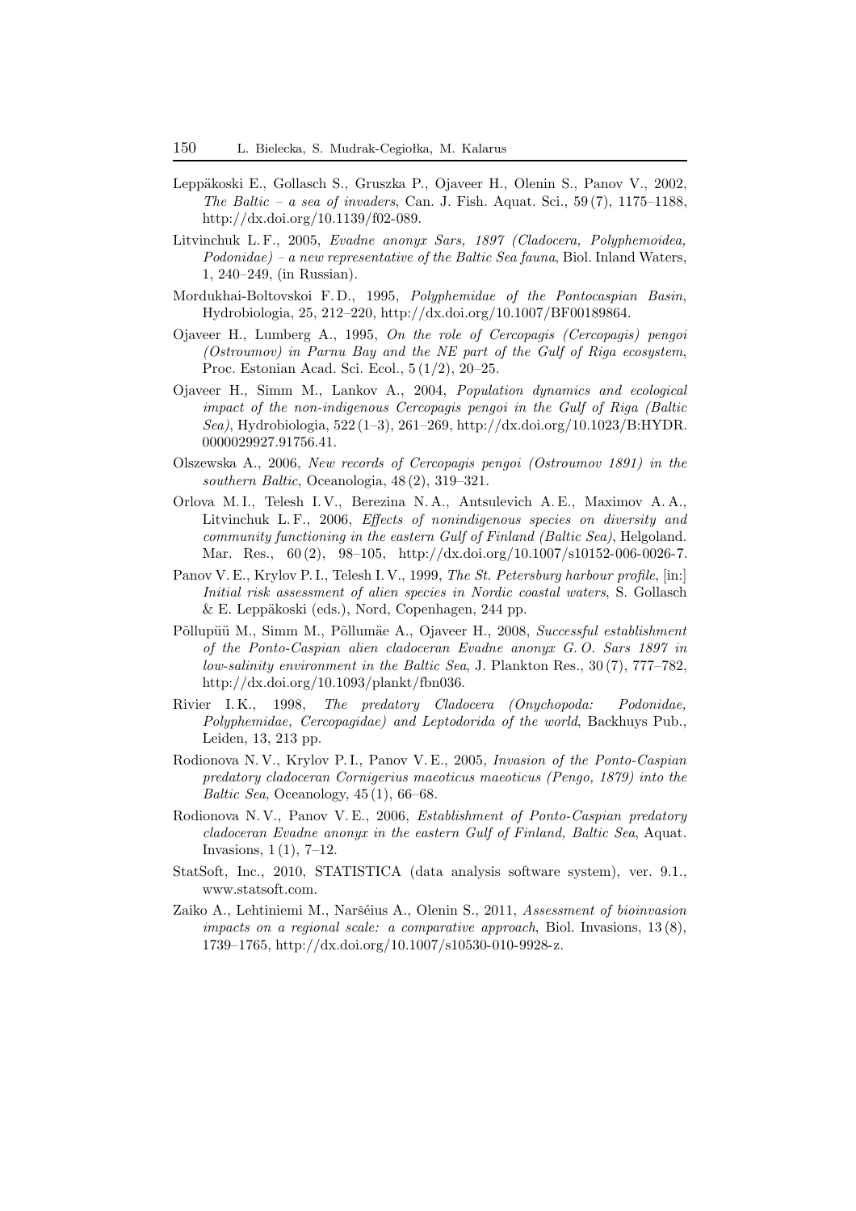Leppäkoski E., Gollasch S., Gruszka P., Ojaveer H., Olenin S., Panov V., 2002, *The Baltic – a sea of invaders*, Can. J. Fish. Aquat. Sci., 59 (7), 1175–1188, http://dx.doi.org/10.1139/f02-089.

Litvinchuk L. F., 2005, *Evadne anonyx Sars, 1897 (Cladocera, Polyphemoidea, Podonidae) – a new representative of the Baltic Sea fauna*, Biol. Inland Waters, 1, 240–249, (in Russian).

Mordukhai-Boltovskoi F. D., 1995, *Polyphemidae of the Pontocaspian Basin*, Hydrobiologia, 25, 212–220, http://dx.doi.org/10.1007/BF00189864.

Ojaveer H., Lumberg A., 1995, *On the role of Cercopagis (Cercopagis) pengoi (Ostroumov) in Parnu Bay and the NE part of the Gulf of Riga ecosystem*, Proc. Estonian Acad. Sci. Ecol., 5 (1/2), 20–25.

Ojaveer H., Simm M., Lankov A., 2004, *Population dynamics and ecological impact of the non-indigenous Cercopagis pengoi in the Gulf of Riga (Baltic Sea)*, Hydrobiologia, 522 (1–3), 261–269, http://dx.doi.org/10.1023/B:HYDR.0000029927.91756.41.

Olszewska A., 2006, *New records of Cercopagis pengoi (Ostroumov 1891) in the southern Baltic*, Oceanologia, 48 (2), 319–321.

Orlova M. I., Telesh I. V., Berezina N. A., Antsulevich A. E., Maximov A. A., Litvinchuk L. F., 2006, *Effects of nonindigenous species on diversity and community functioning in the eastern Gulf of Finland (Baltic Sea)*, Helgoland. Mar. Res., 60 (2), 98–105, http://dx.doi.org/10.1007/s10152-006-0026-7.

Panov V. E., Krylov P. I., Telesh I. V., 1999, *The St. Petersburg harbour profile*, [in:] *Initial risk assessment of alien species in Nordic coastal waters*, S. Gollasch & E. Leppäkoski (eds.), Nord, Copenhagen, 244 pp.

Põllupüü M., Simm M., Põllumäe A., Ojaveer H., 2008, *Successful establishment of the Ponto-Caspian alien cladoceran Evadne anonyx G. O. Sars 1897 in low-salinity environment in the Baltic Sea*, J. Plankton Res., 30 (7), 777–782, http://dx.doi.org/10.1093/plankt/fbn036.

Rivier I. K., 1998, *The predatory Cladocera (Onychopoda: Podonidae, Polyphemidae, Cercopagidae) and Leptodorida of the world*, Backhuys Pub., Leiden, 13, 213 pp.

Rodionova N. V., Krylov P. I., Panov V. E., 2005, *Invasion of the Ponto-Caspian predatory cladoceran Cornigerius maeoticus maeoticus (Pengo, 1879) into the Baltic Sea*, Oceanology, 45 (1), 66–68.

Rodionova N. V., Panov V. E., 2006, *Establishment of Ponto-Caspian predatory cladoceran Evadne anonyx in the eastern Gulf of Finland, Baltic Sea*, Aquat. Invasions, 1 (1), 7–12.

StatSoft, Inc., 2010, STATISTICA (data analysis software system), ver. 9.1., www.statsoft.com.

Zaiko A., Lehtiniemi M., Naršéius A., Olenin S., 2011, *Assessment of bioinvasion impacts on a regional scale: a comparative approach*, Biol. Invasions, 13 (8), 1739–1765, http://dx.doi.org/10.1007/s10530-010-9928-z.